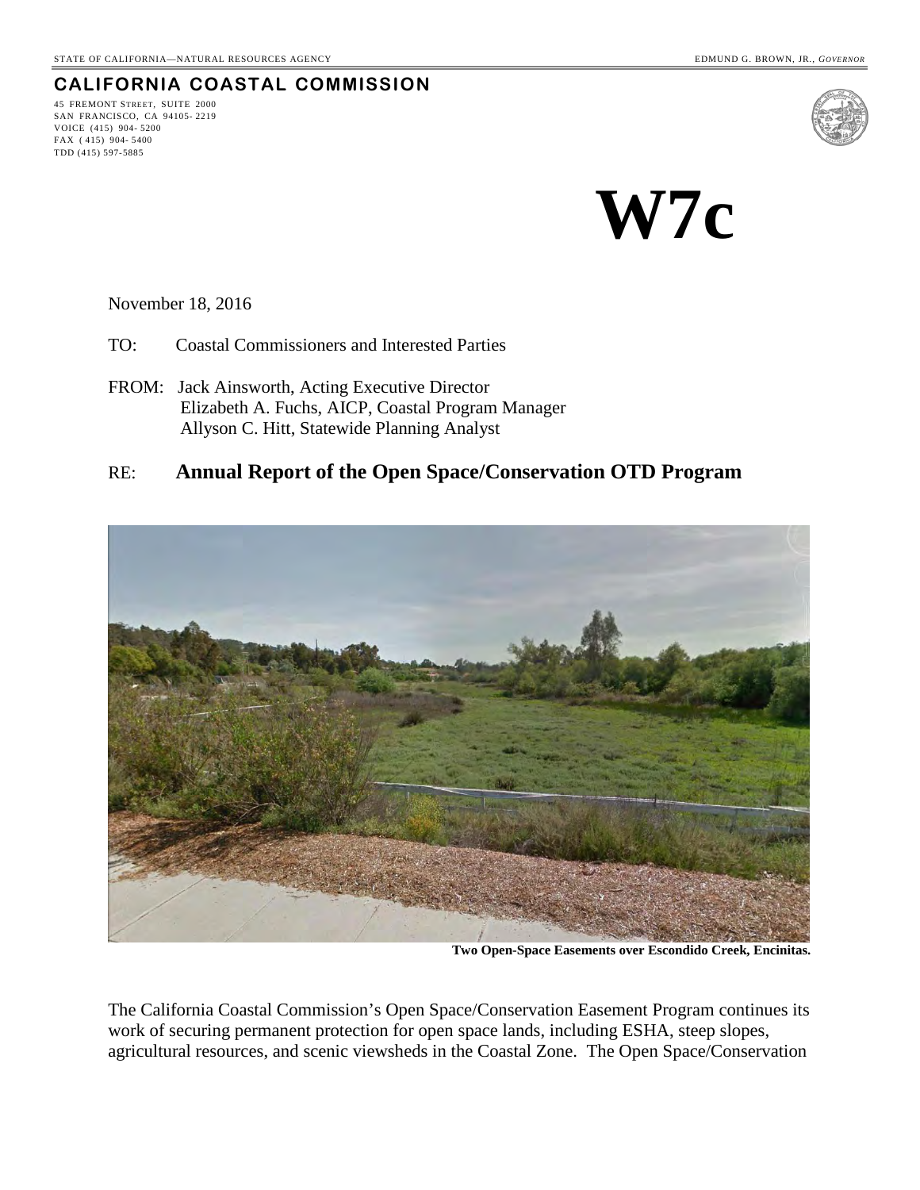STATE OF CALIFORNIA—NATURAL RESOURCES AGENCY EDMUND G. BROWN, JR., *GOVERNOR*

**CALIFORNIA COASTAL COMMISSION**

45 FREMONT STREET, SUITE 2000
SAN FRANCISCO, CA 94105-2219
VOICE (415) 904-5200
FAX (415) 904-5400
TDD (415) 597-5885

# W7c

November 18, 2016

TO: Coastal Commissioners and Interested Parties

FROM: Jack Ainsworth, Acting Executive Director
Elizabeth A. Fuchs, AICP, Coastal Program Manager
Allyson C. Hitt, Statewide Planning Analyst

RE: **Annual Report of the Open Space/Conservation OTD Program**

**Two Open-Space Easements over Escondido Creek, Encinitas.**

The California Coastal Commission's Open Space/Conservation Easement Program continues its work of securing permanent protection for open space lands, including ESHA, steep slopes, agricultural resources, and scenic viewsheds in the Coastal Zone. The Open Space/Conservation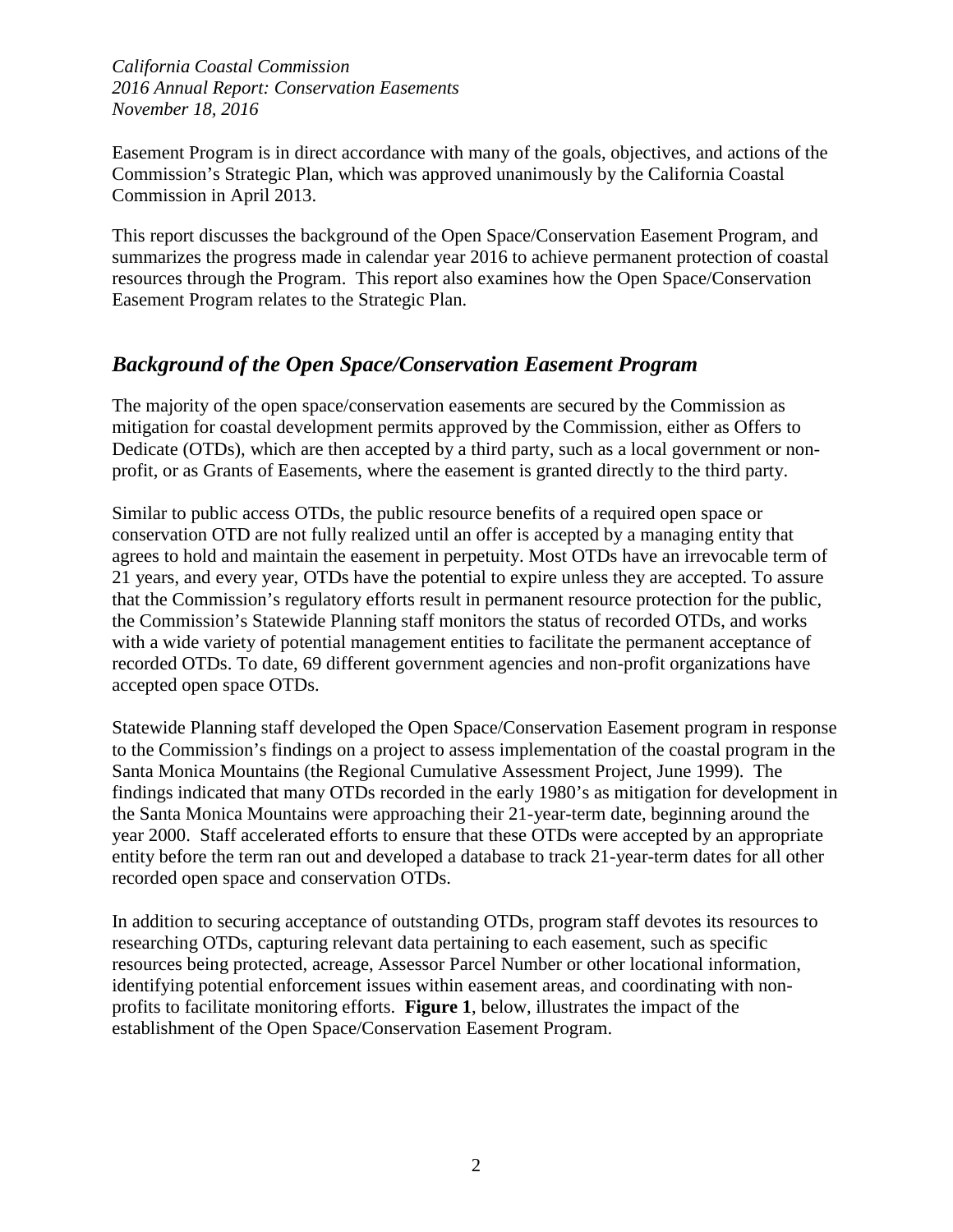Easement Program is in direct accordance with many of the goals, objectives, and actions of the Commission's Strategic Plan, which was approved unanimously by the California Coastal Commission in April 2013.

This report discusses the background of the Open Space/Conservation Easement Program, and summarizes the progress made in calendar year 2016 to achieve permanent protection of coastal resources through the Program. This report also examines how the Open Space/Conservation Easement Program relates to the Strategic Plan.

## *Background of the Open Space/Conservation Easement Program*

The majority of the open space/conservation easements are secured by the Commission as mitigation for coastal development permits approved by the Commission, either as Offers to Dedicate (OTDs), which are then accepted by a third party, such as a local government or non-profit, or as Grants of Easements, where the easement is granted directly to the third party.

Similar to public access OTDs, the public resource benefits of a required open space or conservation OTD are not fully realized until an offer is accepted by a managing entity that agrees to hold and maintain the easement in perpetuity. Most OTDs have an irrevocable term of 21 years, and every year, OTDs have the potential to expire unless they are accepted. To assure that the Commission's regulatory efforts result in permanent resource protection for the public, the Commission's Statewide Planning staff monitors the status of recorded OTDs, and works with a wide variety of potential management entities to facilitate the permanent acceptance of recorded OTDs. To date, 69 different government agencies and non-profit organizations have accepted open space OTDs.

Statewide Planning staff developed the Open Space/Conservation Easement program in response to the Commission's findings on a project to assess implementation of the coastal program in the Santa Monica Mountains (the Regional Cumulative Assessment Project, June 1999). The findings indicated that many OTDs recorded in the early 1980's as mitigation for development in the Santa Monica Mountains were approaching their 21-year-term date, beginning around the year 2000. Staff accelerated efforts to ensure that these OTDs were accepted by an appropriate entity before the term ran out and developed a database to track 21-year-term dates for all other recorded open space and conservation OTDs.

In addition to securing acceptance of outstanding OTDs, program staff devotes its resources to researching OTDs, capturing relevant data pertaining to each easement, such as specific resources being protected, acreage, Assessor Parcel Number or other locational information, identifying potential enforcement issues within easement areas, and coordinating with non-profits to facilitate monitoring efforts. **Figure 1**, below, illustrates the impact of the establishment of the Open Space/Conservation Easement Program.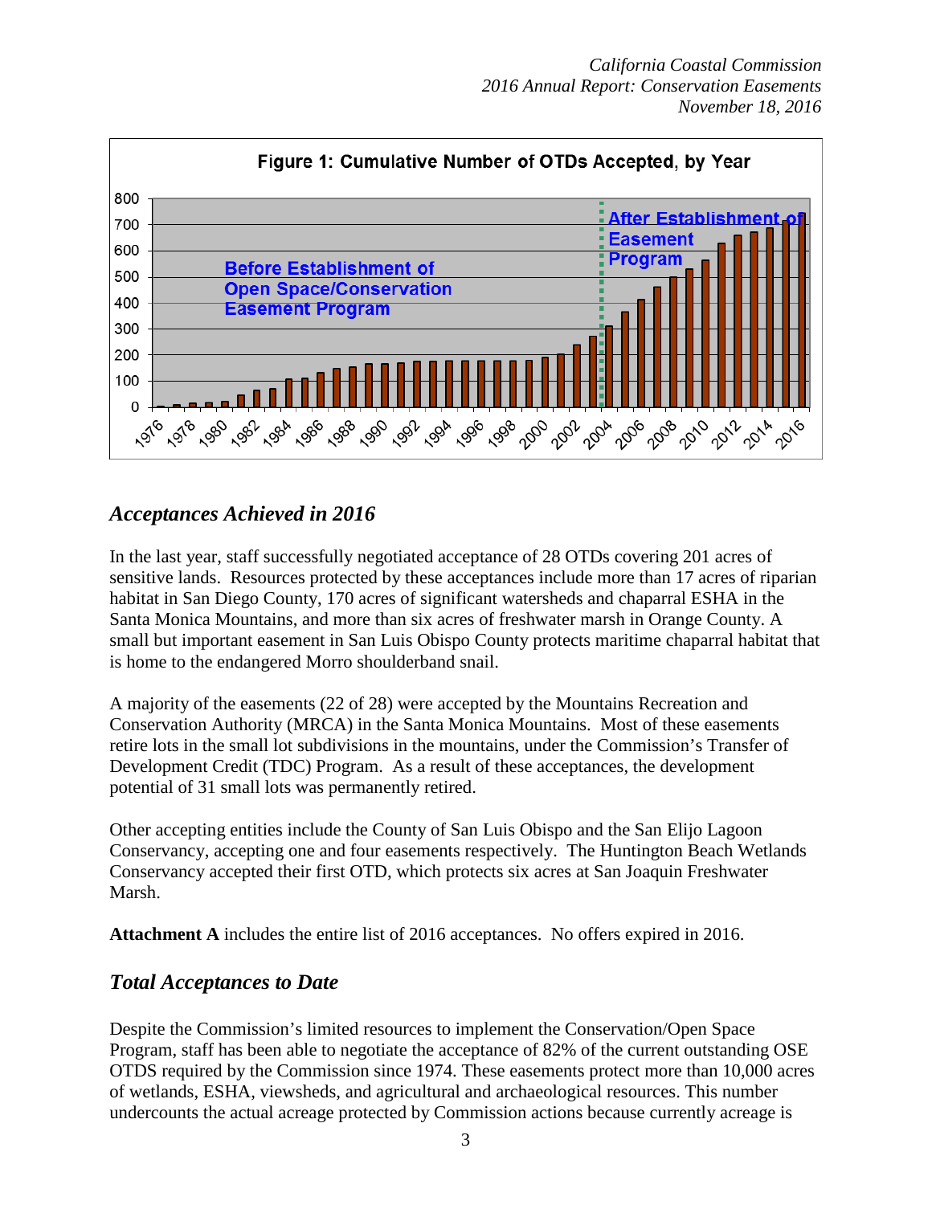Figure 1: Cumulative Number of OTDs Accepted, by Year

## *Acceptances Achieved in 2016*

In the last year, staff successfully negotiated acceptance of 28 OTDs covering 201 acres of sensitive lands. Resources protected by these acceptances include more than 17 acres of riparian habitat in San Diego County, 170 acres of significant watersheds and chaparral ESHA in the Santa Monica Mountains, and more than six acres of freshwater marsh in Orange County. A small but important easement in San Luis Obispo County protects maritime chaparral habitat that is home to the endangered Morro shoulderband snail.

A majority of the easements (22 of 28) were accepted by the Mountains Recreation and Conservation Authority (MRCA) in the Santa Monica Mountains. Most of these easements retire lots in the small lot subdivisions in the mountains, under the Commission's Transfer of Development Credit (TDC) Program. As a result of these acceptances, the development potential of 31 small lots was permanently retired.

Other accepting entities include the County of San Luis Obispo and the San Elijo Lagoon Conservancy, accepting one and four easements respectively. The Huntington Beach Wetlands Conservancy accepted their first OTD, which protects six acres at San Joaquin Freshwater Marsh.

**Attachment A** includes the entire list of 2016 acceptances. No offers expired in 2016.

## *Total Acceptances to Date*

Despite the Commission's limited resources to implement the Conservation/Open Space Program, staff has been able to negotiate the acceptance of 82% of the current outstanding OSE OTDS required by the Commission since 1974. These easements protect more than 10,000 acres of wetlands, ESHA, viewsheds, and agricultural and archaeological resources. This number undercounts the actual acreage protected by Commission actions because currently acreage is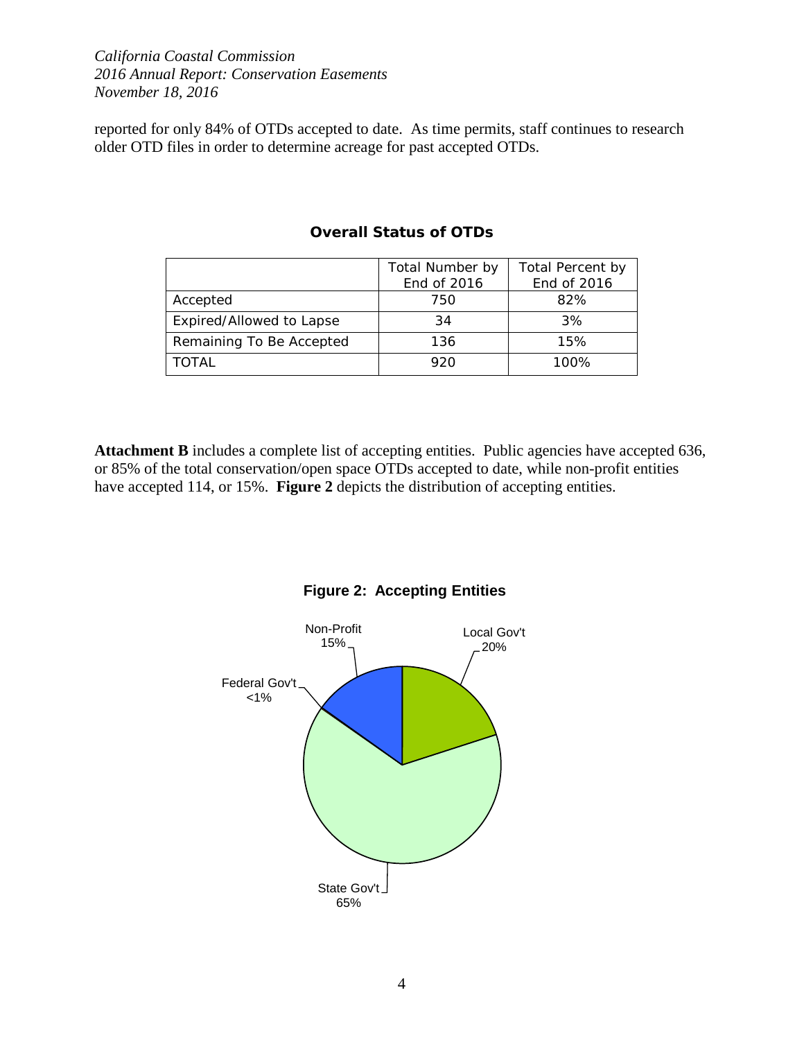reported for only 84% of OTDs accepted to date. As time permits, staff continues to research older OTD files in order to determine acreage for past accepted OTDs.

**Overall Status of OTDs**

| | Total Number by End of 2016 | Total Percent by End of 2016 |
|---|---|---|
| Accepted | 750 | 82% |
| Expired/Allowed to Lapse | 34 | 3% |
| Remaining To Be Accepted | 136 | 15% |
| TOTAL | 920 | 100% |

**Attachment B** includes a complete list of accepting entities. Public agencies have accepted 636, or 85% of the total conservation/open space OTDs accepted to date, while non-profit entities have accepted 114, or 15%. **Figure 2** depicts the distribution of accepting entities.

**Figure 2: Accepting Entities**

| Entity | Percent |
|---|---|
| Local Gov't | 20% |
| State Gov't | 65% |
| Federal Gov't | <1% |
| Non-Profit | 15% |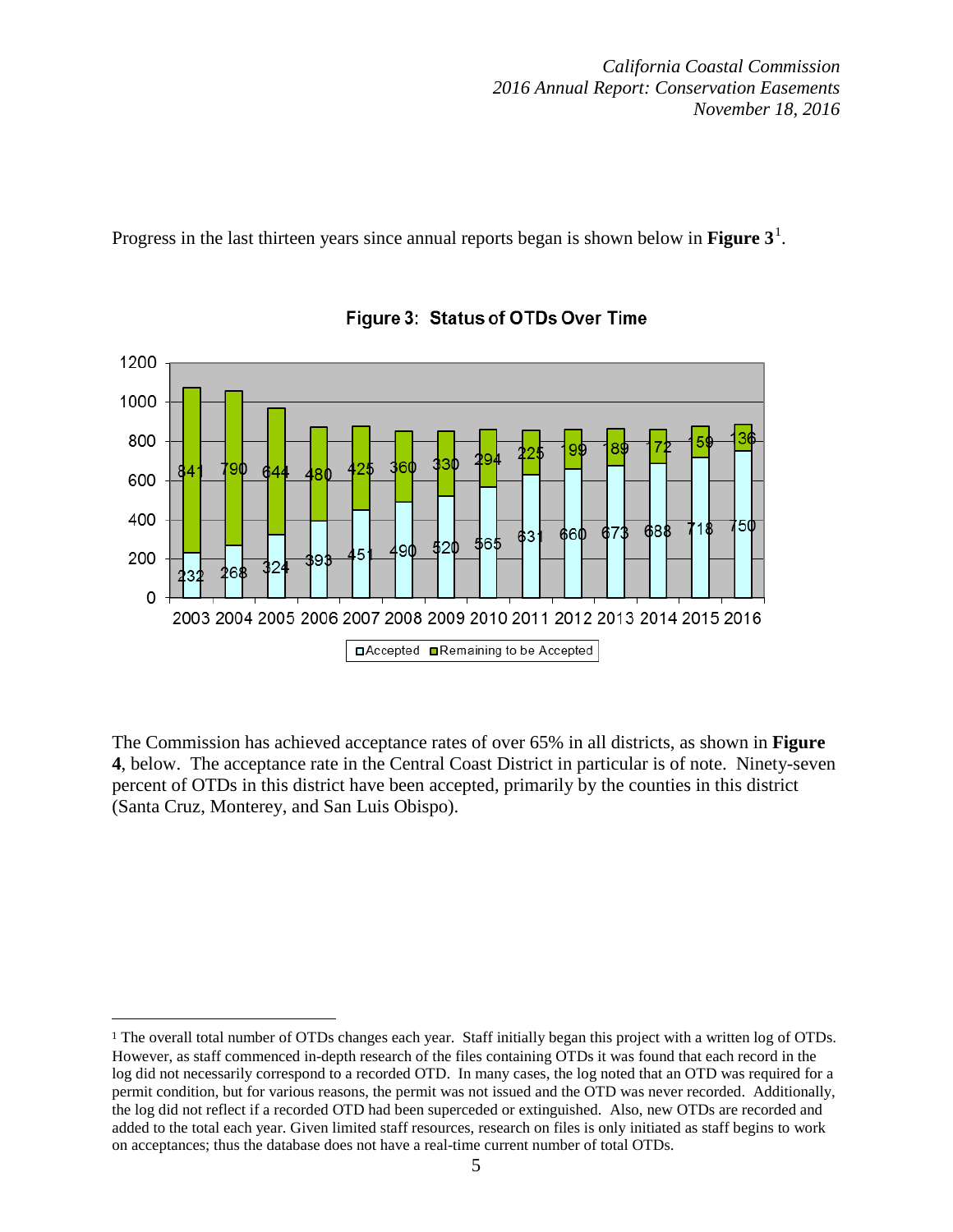Progress in the last thirteen years since annual reports began is shown below in **Figure 3**[1].

**Figure 3: Status of OTDs Over Time**

| Year | Accepted | Remaining to be Accepted |
|---|---|---|
| 2003 | 232 | 841 |
| 2004 | 268 | 790 |
| 2005 | 324 | 644 |
| 2006 | 393 | 480 |
| 2007 | 451 | 425 |
| 2008 | 490 | 360 |
| 2009 | 520 | 330 |
| 2010 | 565 | 294 |
| 2011 | 631 | 225 |
| 2012 | 660 | 199 |
| 2013 | 673 | 189 |
| 2014 | 688 | 172 |
| 2015 | 718 | 159 |
| 2016 | 750 | 136 |

The Commission has achieved acceptance rates of over 65% in all districts, as shown in **Figure 4**, below. The acceptance rate in the Central Coast District in particular is of note. Ninety-seven percent of OTDs in this district have been accepted, primarily by the counties in this district (Santa Cruz, Monterey, and San Luis Obispo).

[1] The overall total number of OTDs changes each year. Staff initially began this project with a written log of OTDs. However, as staff commenced in-depth research of the files containing OTDs it was found that each record in the log did not necessarily correspond to a recorded OTD. In many cases, the log noted that an OTD was required for a permit condition, but for various reasons, the permit was not issued and the OTD was never recorded. Additionally, the log did not reflect if a recorded OTD had been superceded or extinguished. Also, new OTDs are recorded and added to the total each year. Given limited staff resources, research on files is only initiated as staff begins to work on acceptances; thus the database does not have a real-time current number of total OTDs.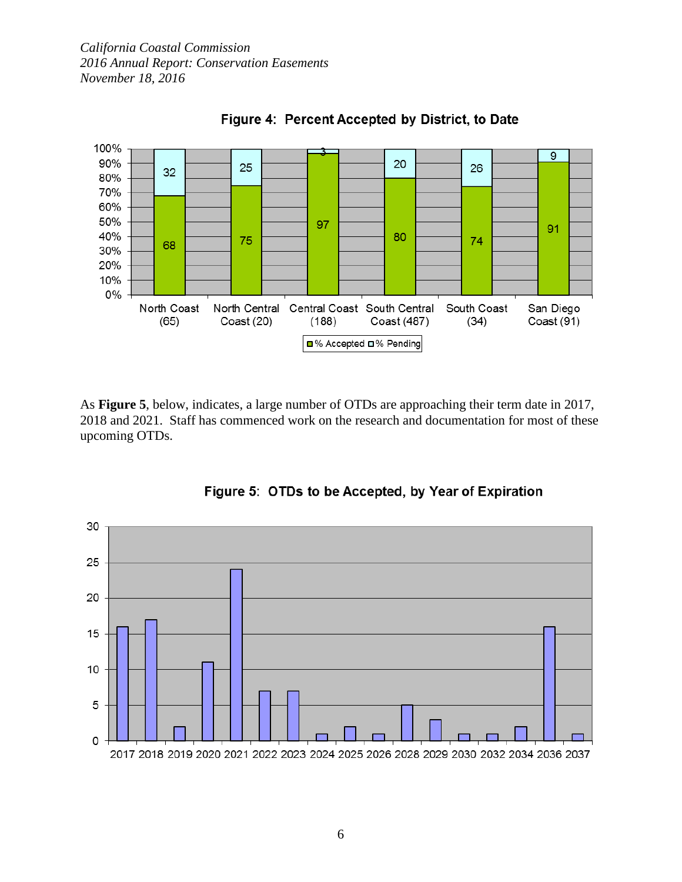**Figure 4: Percent Accepted by District, to Date**

| District | % Accepted | % Pending |
|---|---|---|
| North Coast (65) | 68 | 32 |
| North Central Coast (20) | 75 | 25 |
| Central Coast (188) | 97 | 3 |
| South Central Coast (487) | 80 | 20 |
| South Coast (34) | 74 | 26 |
| San Diego Coast (91) | 91 | 9 |

As **Figure 5**, below, indicates, a large number of OTDs are approaching their term date in 2017, 2018 and 2021. Staff has commenced work on the research and documentation for most of these upcoming OTDs.

**Figure 5: OTDs to be Accepted, by Year of Expiration**

| Year | OTDs |
|---|---|
| 2017 | 16 |
| 2018 | 17 |
| 2019 | 2 |
| 2020 | 11 |
| 2021 | 24 |
| 2022 | 7 |
| 2023 | 7 |
| 2024 | 1 |
| 2025 | 2 |
| 2026 | 1 |
| 2028 | 5 |
| 2029 | 3 |
| 2030 | 1 |
| 2032 | 1 |
| 2034 | 2 |
| 2036 | 16 |
| 2037 | 1 |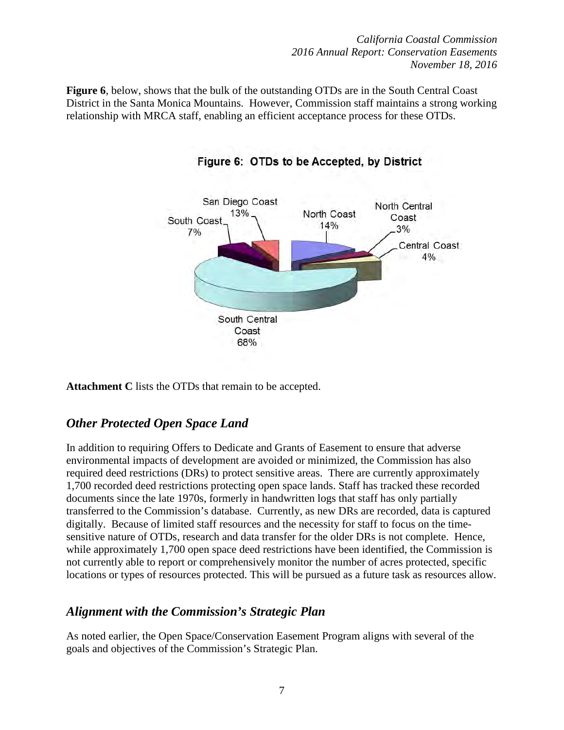**Figure 6**, below, shows that the bulk of the outstanding OTDs are in the South Central Coast District in the Santa Monica Mountains. However, Commission staff maintains a strong working relationship with MRCA staff, enabling an efficient acceptance process for these OTDs.

Figure 6: OTDs to be Accepted, by District

| District | Percent |
|---|---|
| North Coast | 14% |
| North Central Coast | 3% |
| Central Coast | 4% |
| South Central Coast | 68% |
| South Coast | 7% |
| San Diego Coast | 13% |

**Attachment C** lists the OTDs that remain to be accepted.

## *Other Protected Open Space Land*

In addition to requiring Offers to Dedicate and Grants of Easement to ensure that adverse environmental impacts of development are avoided or minimized, the Commission has also required deed restrictions (DRs) to protect sensitive areas. There are currently approximately 1,700 recorded deed restrictions protecting open space lands. Staff has tracked these recorded documents since the late 1970s, formerly in handwritten logs that staff has only partially transferred to the Commission's database. Currently, as new DRs are recorded, data is captured digitally. Because of limited staff resources and the necessity for staff to focus on the time-sensitive nature of OTDs, research and data transfer for the older DRs is not complete. Hence, while approximately 1,700 open space deed restrictions have been identified, the Commission is not currently able to report or comprehensively monitor the number of acres protected, specific locations or types of resources protected. This will be pursued as a future task as resources allow.

## *Alignment with the Commission's Strategic Plan*

As noted earlier, the Open Space/Conservation Easement Program aligns with several of the goals and objectives of the Commission's Strategic Plan.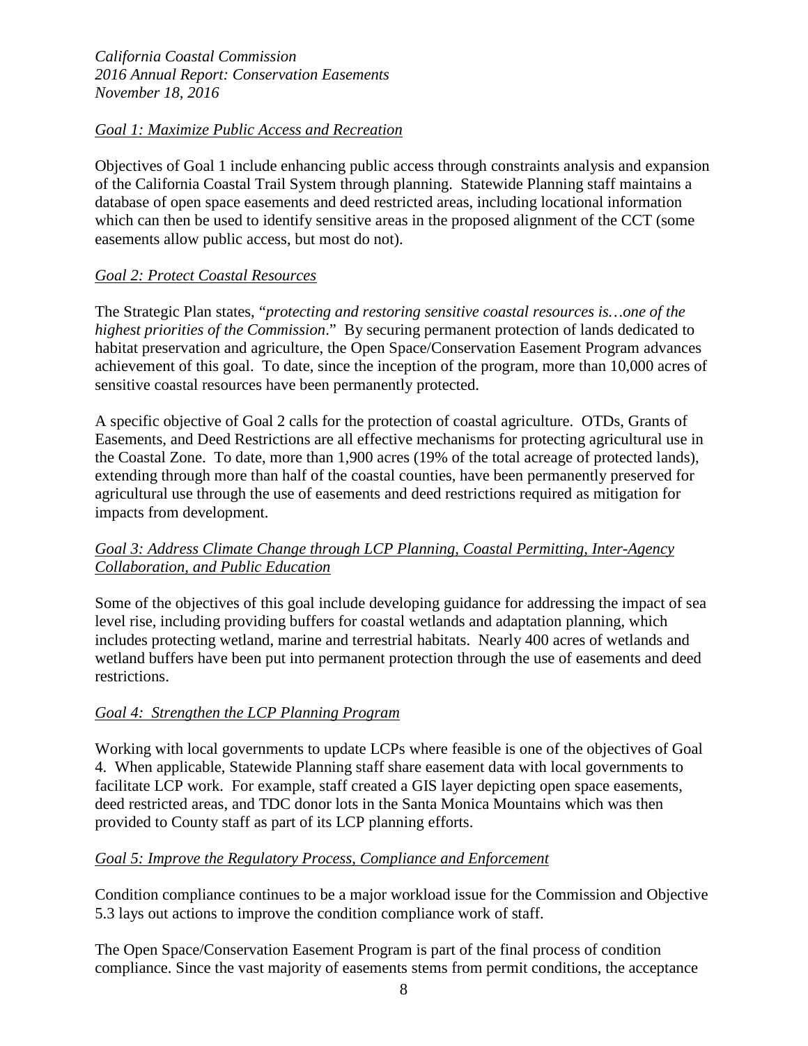*Goal 1: Maximize Public Access and Recreation*

Objectives of Goal 1 include enhancing public access through constraints analysis and expansion of the California Coastal Trail System through planning. Statewide Planning staff maintains a database of open space easements and deed restricted areas, including locational information which can then be used to identify sensitive areas in the proposed alignment of the CCT (some easements allow public access, but most do not).

*Goal 2: Protect Coastal Resources*

The Strategic Plan states, "*protecting and restoring sensitive coastal resources is…one of the highest priorities of the Commission*." By securing permanent protection of lands dedicated to habitat preservation and agriculture, the Open Space/Conservation Easement Program advances achievement of this goal. To date, since the inception of the program, more than 10,000 acres of sensitive coastal resources have been permanently protected.

A specific objective of Goal 2 calls for the protection of coastal agriculture. OTDs, Grants of Easements, and Deed Restrictions are all effective mechanisms for protecting agricultural use in the Coastal Zone. To date, more than 1,900 acres (19% of the total acreage of protected lands), extending through more than half of the coastal counties, have been permanently preserved for agricultural use through the use of easements and deed restrictions required as mitigation for impacts from development.

*Goal 3: Address Climate Change through LCP Planning, Coastal Permitting, Inter-Agency Collaboration, and Public Education*

Some of the objectives of this goal include developing guidance for addressing the impact of sea level rise, including providing buffers for coastal wetlands and adaptation planning, which includes protecting wetland, marine and terrestrial habitats. Nearly 400 acres of wetlands and wetland buffers have been put into permanent protection through the use of easements and deed restrictions.

*Goal 4: Strengthen the LCP Planning Program*

Working with local governments to update LCPs where feasible is one of the objectives of Goal 4. When applicable, Statewide Planning staff share easement data with local governments to facilitate LCP work. For example, staff created a GIS layer depicting open space easements, deed restricted areas, and TDC donor lots in the Santa Monica Mountains which was then provided to County staff as part of its LCP planning efforts.

*Goal 5: Improve the Regulatory Process, Compliance and Enforcement*

Condition compliance continues to be a major workload issue for the Commission and Objective 5.3 lays out actions to improve the condition compliance work of staff.

The Open Space/Conservation Easement Program is part of the final process of condition compliance. Since the vast majority of easements stems from permit conditions, the acceptance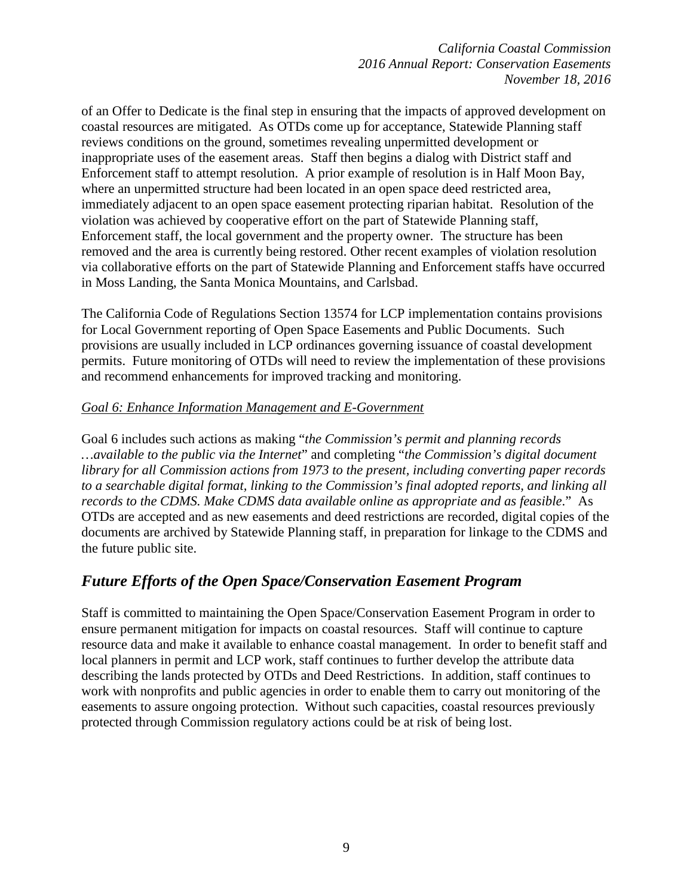of an Offer to Dedicate is the final step in ensuring that the impacts of approved development on coastal resources are mitigated. As OTDs come up for acceptance, Statewide Planning staff reviews conditions on the ground, sometimes revealing unpermitted development or inappropriate uses of the easement areas. Staff then begins a dialog with District staff and Enforcement staff to attempt resolution. A prior example of resolution is in Half Moon Bay, where an unpermitted structure had been located in an open space deed restricted area, immediately adjacent to an open space easement protecting riparian habitat. Resolution of the violation was achieved by cooperative effort on the part of Statewide Planning staff, Enforcement staff, the local government and the property owner. The structure has been removed and the area is currently being restored. Other recent examples of violation resolution via collaborative efforts on the part of Statewide Planning and Enforcement staffs have occurred in Moss Landing, the Santa Monica Mountains, and Carlsbad.

The California Code of Regulations Section 13574 for LCP implementation contains provisions for Local Government reporting of Open Space Easements and Public Documents. Such provisions are usually included in LCP ordinances governing issuance of coastal development permits. Future monitoring of OTDs will need to review the implementation of these provisions and recommend enhancements for improved tracking and monitoring.

*Goal 6: Enhance Information Management and E-Government*

Goal 6 includes such actions as making "*the Commission's permit and planning records …available to the public via the Internet*" and completing "*the Commission's digital document library for all Commission actions from 1973 to the present, including converting paper records to a searchable digital format, linking to the Commission's final adopted reports, and linking all records to the CDMS. Make CDMS data available online as appropriate and as feasible*." As OTDs are accepted and as new easements and deed restrictions are recorded, digital copies of the documents are archived by Statewide Planning staff, in preparation for linkage to the CDMS and the future public site.

## *Future Efforts of the Open Space/Conservation Easement Program*

Staff is committed to maintaining the Open Space/Conservation Easement Program in order to ensure permanent mitigation for impacts on coastal resources. Staff will continue to capture resource data and make it available to enhance coastal management. In order to benefit staff and local planners in permit and LCP work, staff continues to further develop the attribute data describing the lands protected by OTDs and Deed Restrictions. In addition, staff continues to work with nonprofits and public agencies in order to enable them to carry out monitoring of the easements to assure ongoing protection. Without such capacities, coastal resources previously protected through Commission regulatory actions could be at risk of being lost.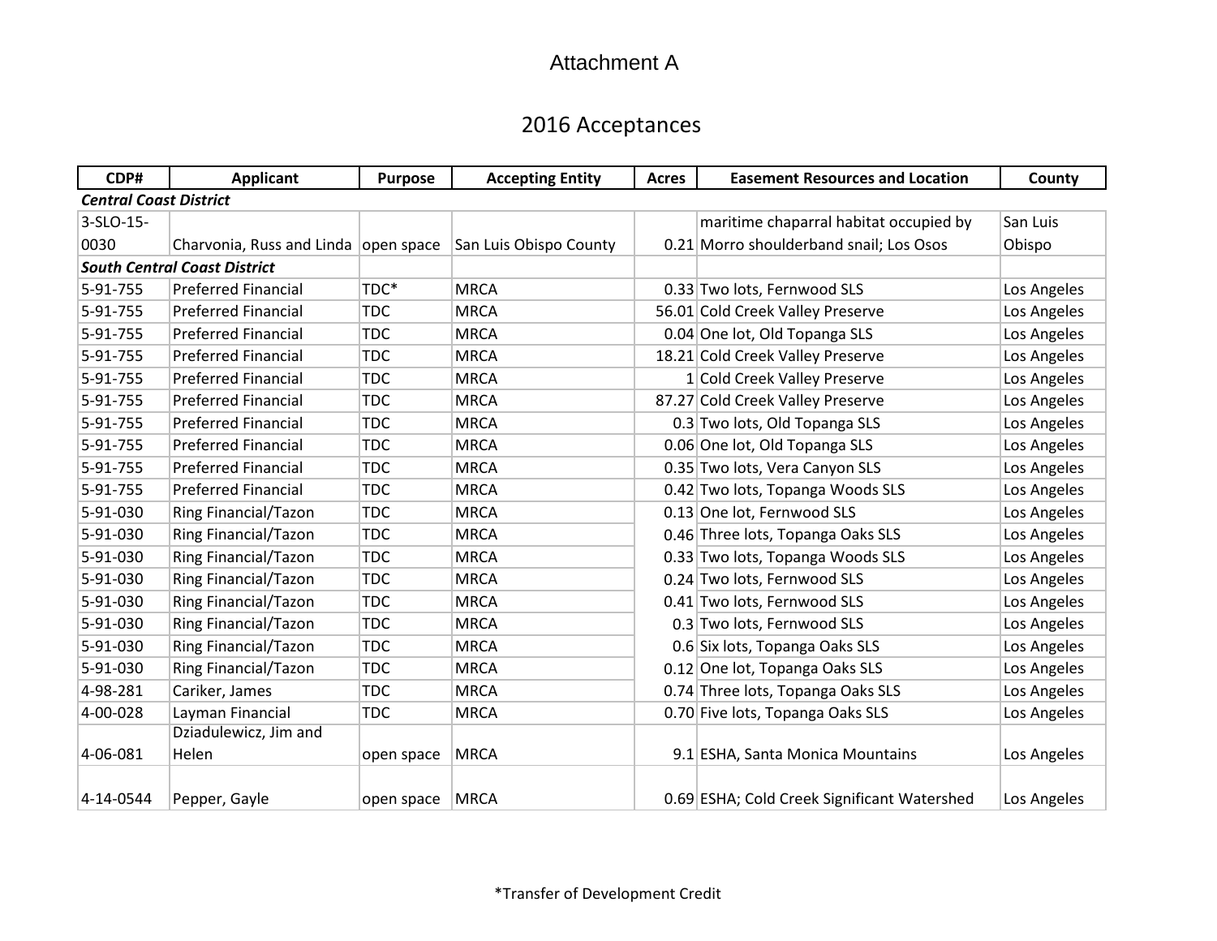# Attachment A

## 2016 Acceptances

| CDP# | Applicant | Purpose | Accepting Entity | Acres | Easement Resources and Location | County |
|---|---|---|---|---|---|---|
| ***Central Coast District*** | | | | | | |
| 3-SLO-15-0030 | Charvonia, Russ and Linda | open space | San Luis Obispo County | 0.21 | maritime chaparral habitat occupied by Morro shoulderband snail; Los Osos | San Luis Obispo |
| ***South Central Coast District*** | | | | | | |
| 5-91-755 | Preferred Financial | TDC* | MRCA | 0.33 | Two lots, Fernwood SLS | Los Angeles |
| 5-91-755 | Preferred Financial | TDC | MRCA | 56.01 | Cold Creek Valley Preserve | Los Angeles |
| 5-91-755 | Preferred Financial | TDC | MRCA | 0.04 | One lot, Old Topanga SLS | Los Angeles |
| 5-91-755 | Preferred Financial | TDC | MRCA | 18.21 | Cold Creek Valley Preserve | Los Angeles |
| 5-91-755 | Preferred Financial | TDC | MRCA | 1 | Cold Creek Valley Preserve | Los Angeles |
| 5-91-755 | Preferred Financial | TDC | MRCA | 87.27 | Cold Creek Valley Preserve | Los Angeles |
| 5-91-755 | Preferred Financial | TDC | MRCA | 0.3 | Two lots, Old Topanga SLS | Los Angeles |
| 5-91-755 | Preferred Financial | TDC | MRCA | 0.06 | One lot, Old Topanga SLS | Los Angeles |
| 5-91-755 | Preferred Financial | TDC | MRCA | 0.35 | Two lots, Vera Canyon SLS | Los Angeles |
| 5-91-755 | Preferred Financial | TDC | MRCA | 0.42 | Two lots, Topanga Woods SLS | Los Angeles |
| 5-91-030 | Ring Financial/Tazon | TDC | MRCA | 0.13 | One lot, Fernwood SLS | Los Angeles |
| 5-91-030 | Ring Financial/Tazon | TDC | MRCA | 0.46 | Three lots, Topanga Oaks SLS | Los Angeles |
| 5-91-030 | Ring Financial/Tazon | TDC | MRCA | 0.33 | Two lots, Topanga Woods SLS | Los Angeles |
| 5-91-030 | Ring Financial/Tazon | TDC | MRCA | 0.24 | Two lots, Fernwood SLS | Los Angeles |
| 5-91-030 | Ring Financial/Tazon | TDC | MRCA | 0.41 | Two lots, Fernwood SLS | Los Angeles |
| 5-91-030 | Ring Financial/Tazon | TDC | MRCA | 0.3 | Two lots, Fernwood SLS | Los Angeles |
| 5-91-030 | Ring Financial/Tazon | TDC | MRCA | 0.6 | Six lots, Topanga Oaks SLS | Los Angeles |
| 5-91-030 | Ring Financial/Tazon | TDC | MRCA | 0.12 | One lot, Topanga Oaks SLS | Los Angeles |
| 4-98-281 | Cariker, James | TDC | MRCA | 0.74 | Three lots, Topanga Oaks SLS | Los Angeles |
| 4-00-028 | Layman Financial | TDC | MRCA | 0.70 | Five lots, Topanga Oaks SLS | Los Angeles |
| 4-06-081 | Dziadulewicz, Jim and Helen | open space | MRCA | 9.1 | ESHA, Santa Monica Mountains | Los Angeles |
| 4-14-0544 | Pepper, Gayle | open space | MRCA | 0.69 | ESHA; Cold Creek Significant Watershed | Los Angeles |

*Transfer of Development Credit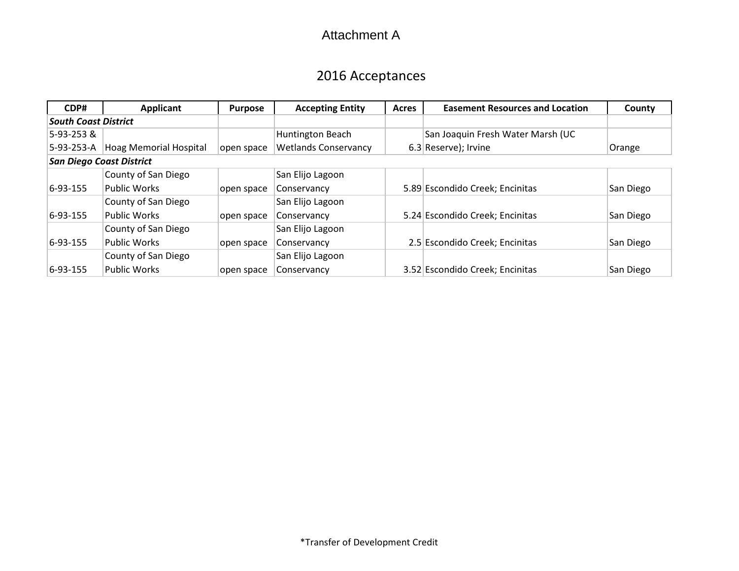# Attachment A

## 2016 Acceptances

| CDP# | Applicant | Purpose | Accepting Entity | Acres | Easement Resources and Location | County |
|---|---|---|---|---|---|---|
| ***South Coast District*** | | | | | | |
| 5-93-253 & 5-93-253-A | Hoag Memorial Hospital | open space | Huntington Beach Wetlands Conservancy | 6.3 | San Joaquin Fresh Water Marsh (UC Reserve); Irvine | Orange |
| ***San Diego Coast District*** | | | | | | |
| 6-93-155 | County of San Diego Public Works | open space | San Elijo Lagoon Conservancy | 5.89 | Escondido Creek; Encinitas | San Diego |
| 6-93-155 | County of San Diego Public Works | open space | San Elijo Lagoon Conservancy | 5.24 | Escondido Creek; Encinitas | San Diego |
| 6-93-155 | County of San Diego Public Works | open space | San Elijo Lagoon Conservancy | 2.5 | Escondido Creek; Encinitas | San Diego |
| 6-93-155 | County of San Diego Public Works | open space | San Elijo Lagoon Conservancy | 3.52 | Escondido Creek; Encinitas | San Diego |

*Transfer of Development Credit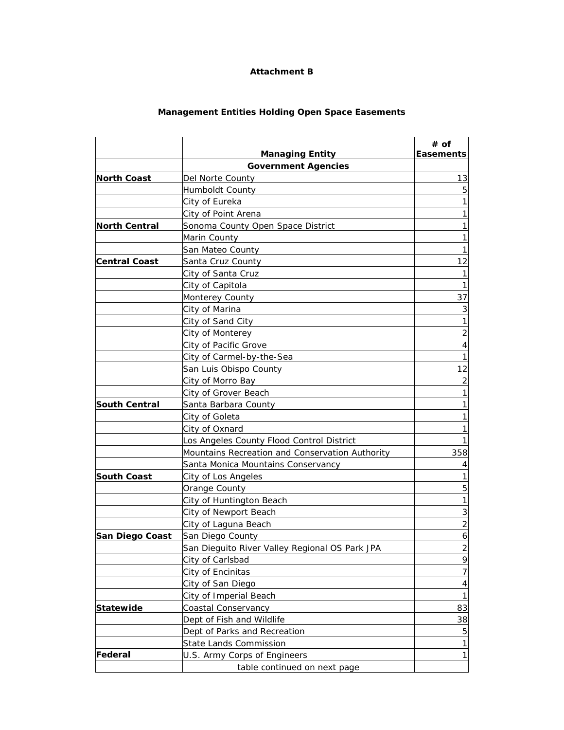**Attachment B**

**Management Entities Holding Open Space Easements**

| | Managing Entity | # of Easements |
|---|---|---|
| | **Government Agencies** | |
| **North Coast** | Del Norte County | 13 |
| | Humboldt County | 5 |
| | City of Eureka | 1 |
| | City of Point Arena | 1 |
| **North Central** | Sonoma County Open Space District | 1 |
| | Marin County | 1 |
| | San Mateo County | 1 |
| **Central Coast** | Santa Cruz County | 12 |
| | City of Santa Cruz | 1 |
| | City of Capitola | 1 |
| | Monterey County | 37 |
| | City of Marina | 3 |
| | City of Sand City | 1 |
| | City of Monterey | 2 |
| | City of Pacific Grove | 4 |
| | City of Carmel-by-the-Sea | 1 |
| | San Luis Obispo County | 12 |
| | City of Morro Bay | 2 |
| | City of Grover Beach | 1 |
| **South Central** | Santa Barbara County | 1 |
| | City of Goleta | 1 |
| | City of Oxnard | 1 |
| | Los Angeles County Flood Control District | 1 |
| | Mountains Recreation and Conservation Authority | 358 |
| | Santa Monica Mountains Conservancy | 4 |
| **South Coast** | City of Los Angeles | 1 |
| | Orange County | 5 |
| | City of Huntington Beach | 1 |
| | City of Newport Beach | 3 |
| | City of Laguna Beach | 2 |
| **San Diego Coast** | San Diego County | 6 |
| | San Dieguito River Valley Regional OS Park JPA | 2 |
| | City of Carlsbad | 9 |
| | City of Encinitas | 7 |
| | City of San Diego | 4 |
| | City of Imperial Beach | 1 |
| **Statewide** | Coastal Conservancy | 83 |
| | Dept of Fish and Wildlife | 38 |
| | Dept of Parks and Recreation | 5 |
| | State Lands Commission | 1 |
| **Federal** | U.S. Army Corps of Engineers | 1 |
| | table continued on next page | |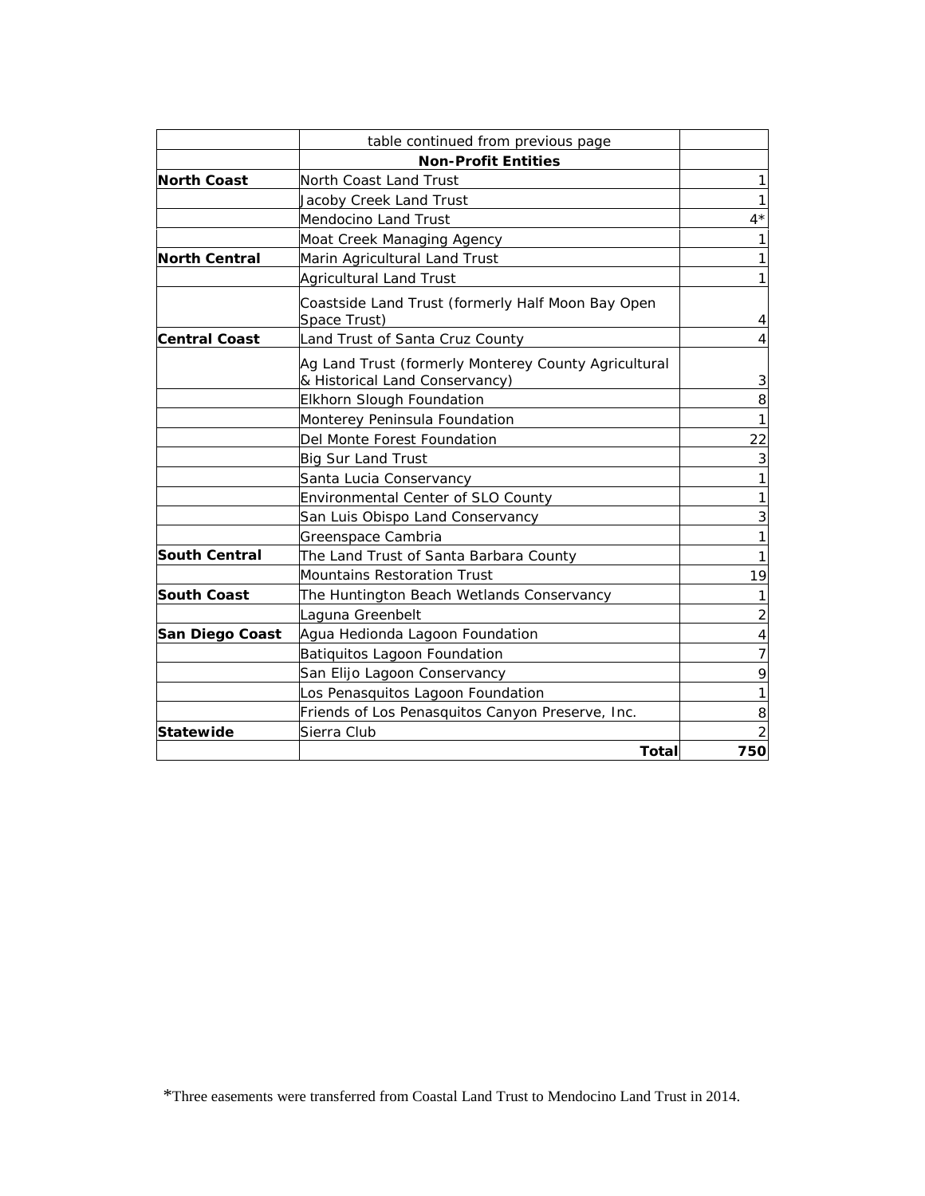| | table continued from previous page | |
|---|---|---|
| | **Non-Profit Entities** | |
| **North Coast** | North Coast Land Trust | 1 |
| | Jacoby Creek Land Trust | 1 |
| | Mendocino Land Trust | 4* |
| | Moat Creek Managing Agency | 1 |
| **North Central** | Marin Agricultural Land Trust | 1 |
| | Agricultural Land Trust | 1 |
| | Coastside Land Trust (formerly Half Moon Bay Open Space Trust) | 4 |
| **Central Coast** | Land Trust of Santa Cruz County | 4 |
| | Ag Land Trust (formerly Monterey County Agricultural & Historical Land Conservancy) | 3 |
| | Elkhorn Slough Foundation | 8 |
| | Monterey Peninsula Foundation | 1 |
| | Del Monte Forest Foundation | 22 |
| | Big Sur Land Trust | 3 |
| | Santa Lucia Conservancy | 1 |
| | Environmental Center of SLO County | 1 |
| | San Luis Obispo Land Conservancy | 3 |
| | Greenspace Cambria | 1 |
| **South Central** | The Land Trust of Santa Barbara County | 1 |
| | Mountains Restoration Trust | 19 |
| **South Coast** | The Huntington Beach Wetlands Conservancy | 1 |
| | Laguna Greenbelt | 2 |
| **San Diego Coast** | Agua Hedionda Lagoon Foundation | 4 |
| | Batiquitos Lagoon Foundation | 7 |
| | San Elijo Lagoon Conservancy | 9 |
| | Los Penasquitos Lagoon Foundation | 1 |
| | Friends of Los Penasquitos Canyon Preserve, Inc. | 8 |
| **Statewide** | Sierra Club | 2 |
| | **Total** | **750** |

*Three easements were transferred from Coastal Land Trust to Mendocino Land Trust in 2014.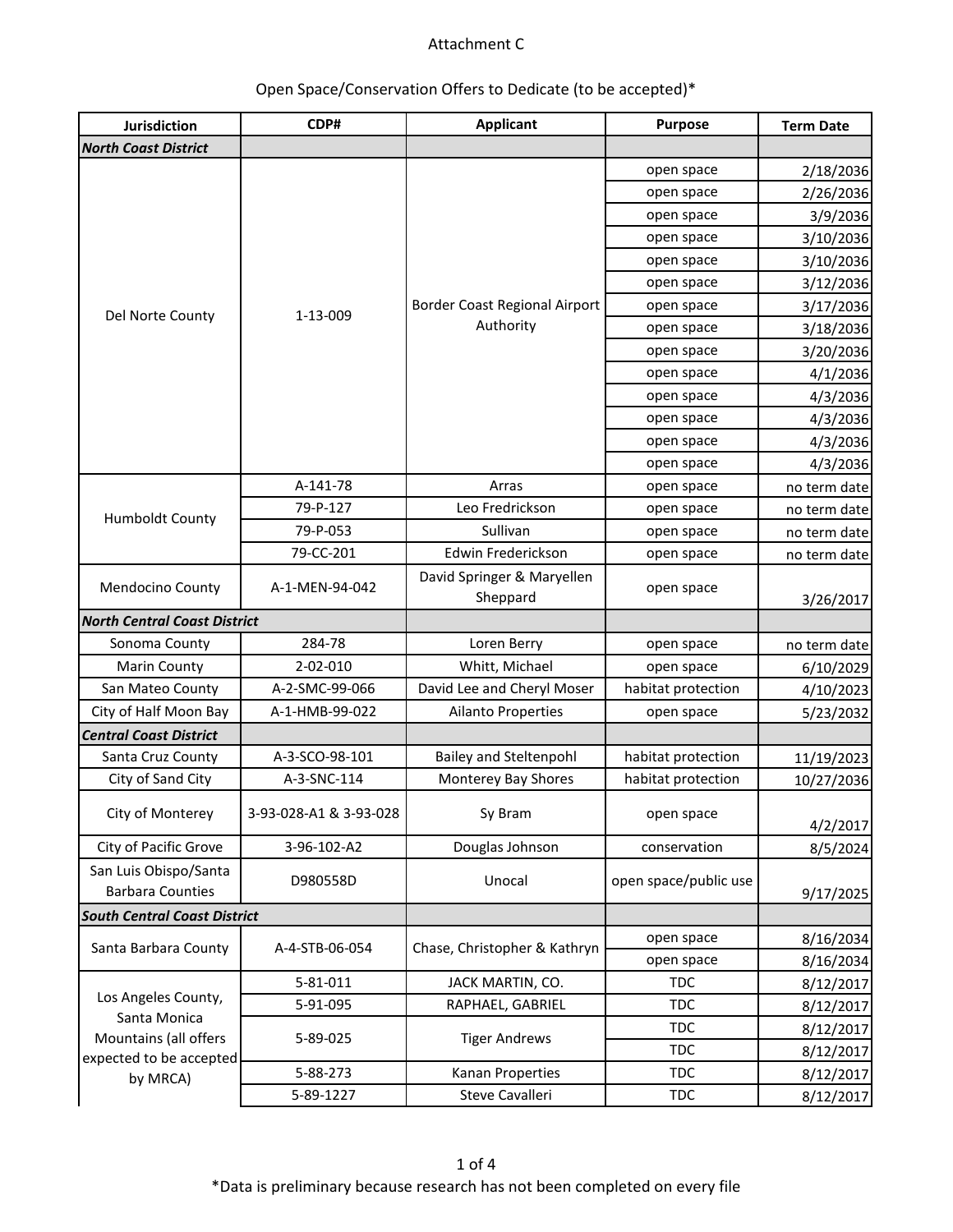Attachment C

Open Space/Conservation Offers to Dedicate (to be accepted)*

| Jurisdiction | CDP# | Applicant | Purpose | Term Date |
|---|---|---|---|---|
| ***North Coast District*** | | | | |
| Del Norte County | 1-13-009 | Border Coast Regional Airport Authority | open space | 2/18/2036 |
| | | | open space | 2/26/2036 |
| | | | open space | 3/9/2036 |
| | | | open space | 3/10/2036 |
| | | | open space | 3/10/2036 |
| | | | open space | 3/12/2036 |
| | | | open space | 3/17/2036 |
| | | | open space | 3/18/2036 |
| | | | open space | 3/20/2036 |
| | | | open space | 4/1/2036 |
| | | | open space | 4/3/2036 |
| | | | open space | 4/3/2036 |
| | | | open space | 4/3/2036 |
| | | | open space | 4/3/2036 |
| Humboldt County | A-141-78 | Arras | open space | no term date |
| | 79-P-127 | Leo Fredrickson | open space | no term date |
| | 79-P-053 | Sullivan | open space | no term date |
| | 79-CC-201 | Edwin Frederickson | open space | no term date |
| Mendocino County | A-1-MEN-94-042 | David Springer & Maryellen Sheppard | open space | 3/26/2017 |
| ***North Central Coast District*** | | | | |
| Sonoma County | 284-78 | Loren Berry | open space | no term date |
| Marin County | 2-02-010 | Whitt, Michael | open space | 6/10/2029 |
| San Mateo County | A-2-SMC-99-066 | David Lee and Cheryl Moser | habitat protection | 4/10/2023 |
| City of Half Moon Bay | A-1-HMB-99-022 | Ailanto Properties | open space | 5/23/2032 |
| ***Central Coast District*** | | | | |
| Santa Cruz County | A-3-SCO-98-101 | Bailey and Steltenpohl | habitat protection | 11/19/2023 |
| City of Sand City | A-3-SNC-114 | Monterey Bay Shores | habitat protection | 10/27/2036 |
| City of Monterey | 3-93-028-A1 & 3-93-028 | Sy Bram | open space | 4/2/2017 |
| City of Pacific Grove | 3-96-102-A2 | Douglas Johnson | conservation | 8/5/2024 |
| San Luis Obispo/Santa Barbara Counties | D980558D | Unocal | open space/public use | 9/17/2025 |
| ***South Central Coast District*** | | | | |
| Santa Barbara County | A-4-STB-06-054 | Chase, Christopher & Kathryn | open space | 8/16/2034 |
| | | | open space | 8/16/2034 |
| Los Angeles County, Santa Monica Mountains (all offers expected to be accepted by MRCA) | 5-81-011 | JACK MARTIN, CO. | TDC | 8/12/2017 |
| | 5-91-095 | RAPHAEL, GABRIEL | TDC | 8/12/2017 |
| | 5-89-025 | Tiger Andrews | TDC | 8/12/2017 |
| | | | TDC | 8/12/2017 |
| | 5-88-273 | Kanan Properties | TDC | 8/12/2017 |
| | 5-89-1227 | Steve Cavalleri | TDC | 8/12/2017 |

*Data is preliminary because research has not been completed on every file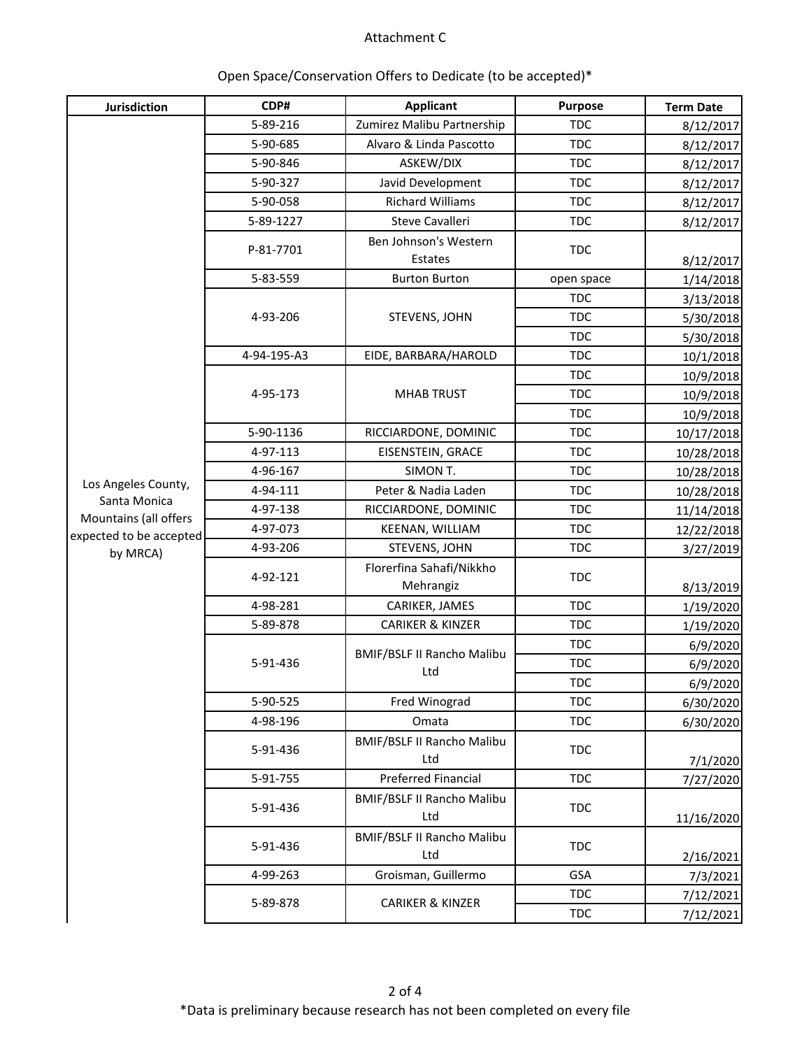Attachment C

Open Space/Conservation Offers to Dedicate (to be accepted)*

| Jurisdiction | CDP# | Applicant | Purpose | Term Date |
|---|---|---|---|---|
| Los Angeles County, Santa Monica Mountains (all offers expected to be accepted by MRCA) | 5-89-216 | Zumirez Malibu Partnership | TDC | 8/12/2017 |
| | 5-90-685 | Alvaro & Linda Pascotto | TDC | 8/12/2017 |
| | 5-90-846 | ASKEW/DIX | TDC | 8/12/2017 |
| | 5-90-327 | Javid Development | TDC | 8/12/2017 |
| | 5-90-058 | Richard Williams | TDC | 8/12/2017 |
| | 5-89-1227 | Steve Cavalleri | TDC | 8/12/2017 |
| | P-81-7701 | Ben Johnson's Western Estates | TDC | 8/12/2017 |
| | 5-83-559 | Burton Burton | open space | 1/14/2018 |
| | 4-93-206 | STEVENS, JOHN | TDC | 3/13/2018 |
| | | | TDC | 5/30/2018 |
| | | | TDC | 5/30/2018 |
| | 4-94-195-A3 | EIDE, BARBARA/HAROLD | TDC | 10/1/2018 |
| | 4-95-173 | MHAB TRUST | TDC | 10/9/2018 |
| | | | TDC | 10/9/2018 |
| | | | TDC | 10/9/2018 |
| | 5-90-1136 | RICCIARDONE, DOMINIC | TDC | 10/17/2018 |
| | 4-97-113 | EISENSTEIN, GRACE | TDC | 10/28/2018 |
| | 4-96-167 | SIMON T. | TDC | 10/28/2018 |
| | 4-94-111 | Peter & Nadia Laden | TDC | 10/28/2018 |
| | 4-97-138 | RICCIARDONE, DOMINIC | TDC | 11/14/2018 |
| | 4-97-073 | KEENAN, WILLIAM | TDC | 12/22/2018 |
| | 4-93-206 | STEVENS, JOHN | TDC | 3/27/2019 |
| | 4-92-121 | Florerfina Sahafi/Nikkho Mehrangiz | TDC | 8/13/2019 |
| | 4-98-281 | CARIKER, JAMES | TDC | 1/19/2020 |
| | 5-89-878 | CARIKER & KINZER | TDC | 1/19/2020 |
| | 5-91-436 | BMIF/BSLF II Rancho Malibu Ltd | TDC | 6/9/2020 |
| | | | TDC | 6/9/2020 |
| | | | TDC | 6/9/2020 |
| | 5-90-525 | Fred Winograd | TDC | 6/30/2020 |
| | 4-98-196 | Omata | TDC | 6/30/2020 |
| | 5-91-436 | BMIF/BSLF II Rancho Malibu Ltd | TDC | 7/1/2020 |
| | 5-91-755 | Preferred Financial | TDC | 7/27/2020 |
| | 5-91-436 | BMIF/BSLF II Rancho Malibu Ltd | TDC | 11/16/2020 |
| | 5-91-436 | BMIF/BSLF II Rancho Malibu Ltd | TDC | 2/16/2021 |
| | 4-99-263 | Groisman, Guillermo | GSA | 7/3/2021 |
| | 5-89-878 | CARIKER & KINZER | TDC | 7/12/2021 |
| | | | TDC | 7/12/2021 |

*Data is preliminary because research has not been completed on every file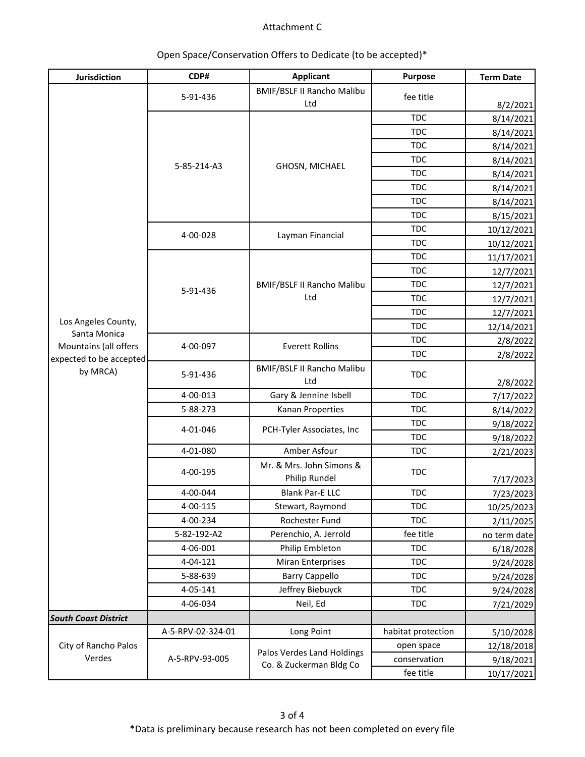Attachment C

Open Space/Conservation Offers to Dedicate (to be accepted)*

| Jurisdiction | CDP# | Applicant | Purpose | Term Date |
|---|---|---|---|---|
| Los Angeles County, Santa Monica Mountains (all offers expected to be accepted by MRCA) | 5-91-436 | BMIF/BSLF II Rancho Malibu Ltd | fee title | 8/2/2021 |
| | 5-85-214-A3 | GHOSN, MICHAEL | TDC | 8/14/2021 |
| | | | TDC | 8/14/2021 |
| | | | TDC | 8/14/2021 |
| | | | TDC | 8/14/2021 |
| | | | TDC | 8/14/2021 |
| | | | TDC | 8/14/2021 |
| | | | TDC | 8/14/2021 |
| | | | TDC | 8/15/2021 |
| | 4-00-028 | Layman Financial | TDC | 10/12/2021 |
| | | | TDC | 10/12/2021 |
| | 5-91-436 | BMIF/BSLF II Rancho Malibu Ltd | TDC | 11/17/2021 |
| | | | TDC | 12/7/2021 |
| | | | TDC | 12/7/2021 |
| | | | TDC | 12/7/2021 |
| | | | TDC | 12/7/2021 |
| | | | TDC | 12/14/2021 |
| | 4-00-097 | Everett Rollins | TDC | 2/8/2022 |
| | | | TDC | 2/8/2022 |
| | 5-91-436 | BMIF/BSLF II Rancho Malibu Ltd | TDC | 2/8/2022 |
| | 4-00-013 | Gary & Jennine Isbell | TDC | 7/17/2022 |
| | 5-88-273 | Kanan Properties | TDC | 8/14/2022 |
| | 4-01-046 | PCH-Tyler Associates, Inc | TDC | 9/18/2022 |
| | | | TDC | 9/18/2022 |
| | 4-01-080 | Amber Asfour | TDC | 2/21/2023 |
| | 4-00-195 | Mr. & Mrs. John Simons & Philip Rundel | TDC | 7/17/2023 |
| | 4-00-044 | Blank Par-E LLC | TDC | 7/23/2023 |
| | 4-00-115 | Stewart, Raymond | TDC | 10/25/2023 |
| | 4-00-234 | Rochester Fund | TDC | 2/11/2025 |
| | 5-82-192-A2 | Perenchio, A. Jerrold | fee title | no term date |
| | 4-06-001 | Philip Embleton | TDC | 6/18/2028 |
| | 4-04-121 | Miran Enterprises | TDC | 9/24/2028 |
| | 5-88-639 | Barry Cappello | TDC | 9/24/2028 |
| | 4-05-141 | Jeffrey Biebuyck | TDC | 9/24/2028 |
| | 4-06-034 | Neil, Ed | TDC | 7/21/2029 |
| ***South Coast District*** | | | | |
| City of Rancho Palos Verdes | A-5-RPV-02-324-01 | Long Point | habitat protection | 5/10/2028 |
| | A-5-RPV-93-005 | Palos Verdes Land Holdings Co. & Zuckerman Bldg Co | open space | 12/18/2018 |
| | | | conservation | 9/18/2021 |
| | | | fee title | 10/17/2021 |

*Data is preliminary because research has not been completed on every file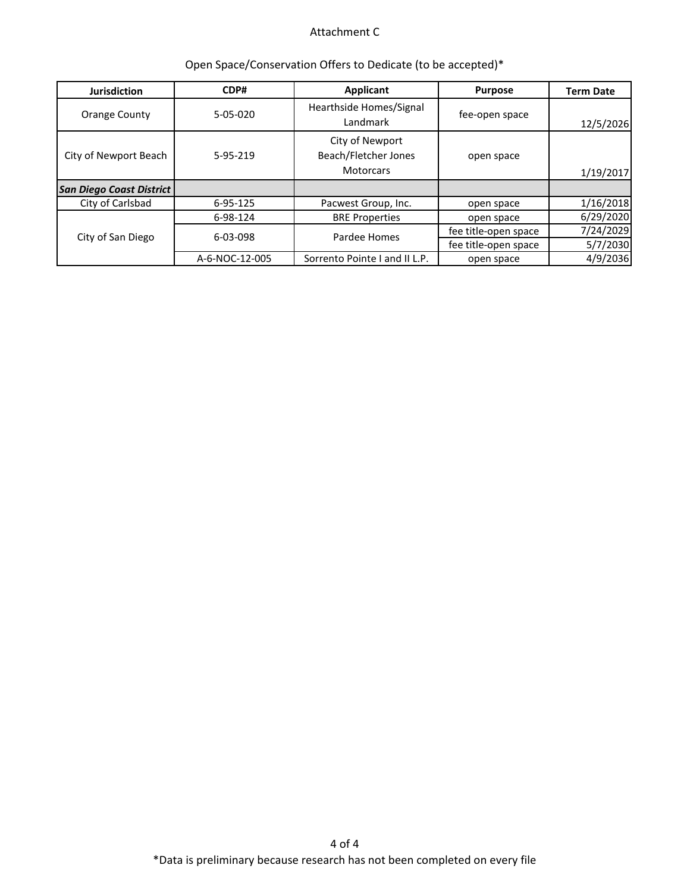Attachment C

Open Space/Conservation Offers to Dedicate (to be accepted)*

| Jurisdiction | CDP# | Applicant | Purpose | Term Date |
|---|---|---|---|---|
| Orange County | 5-05-020 | Hearthside Homes/Signal Landmark | fee-open space | 12/5/2026 |
| City of Newport Beach | 5-95-219 | City of Newport Beach/Fletcher Jones Motorcars | open space | 1/19/2017 |
| ***San Diego Coast District*** | | | | |
| City of Carlsbad | 6-95-125 | Pacwest Group, Inc. | open space | 1/16/2018 |
| City of San Diego | 6-98-124 | BRE Properties | open space | 6/29/2020 |
| | 6-03-098 | Pardee Homes | fee title-open space | 7/24/2029 |
| | | | fee title-open space | 5/7/2030 |
| | A-6-NOC-12-005 | Sorrento Pointe I and II L.P. | open space | 4/9/2036 |

*Data is preliminary because research has not been completed on every file